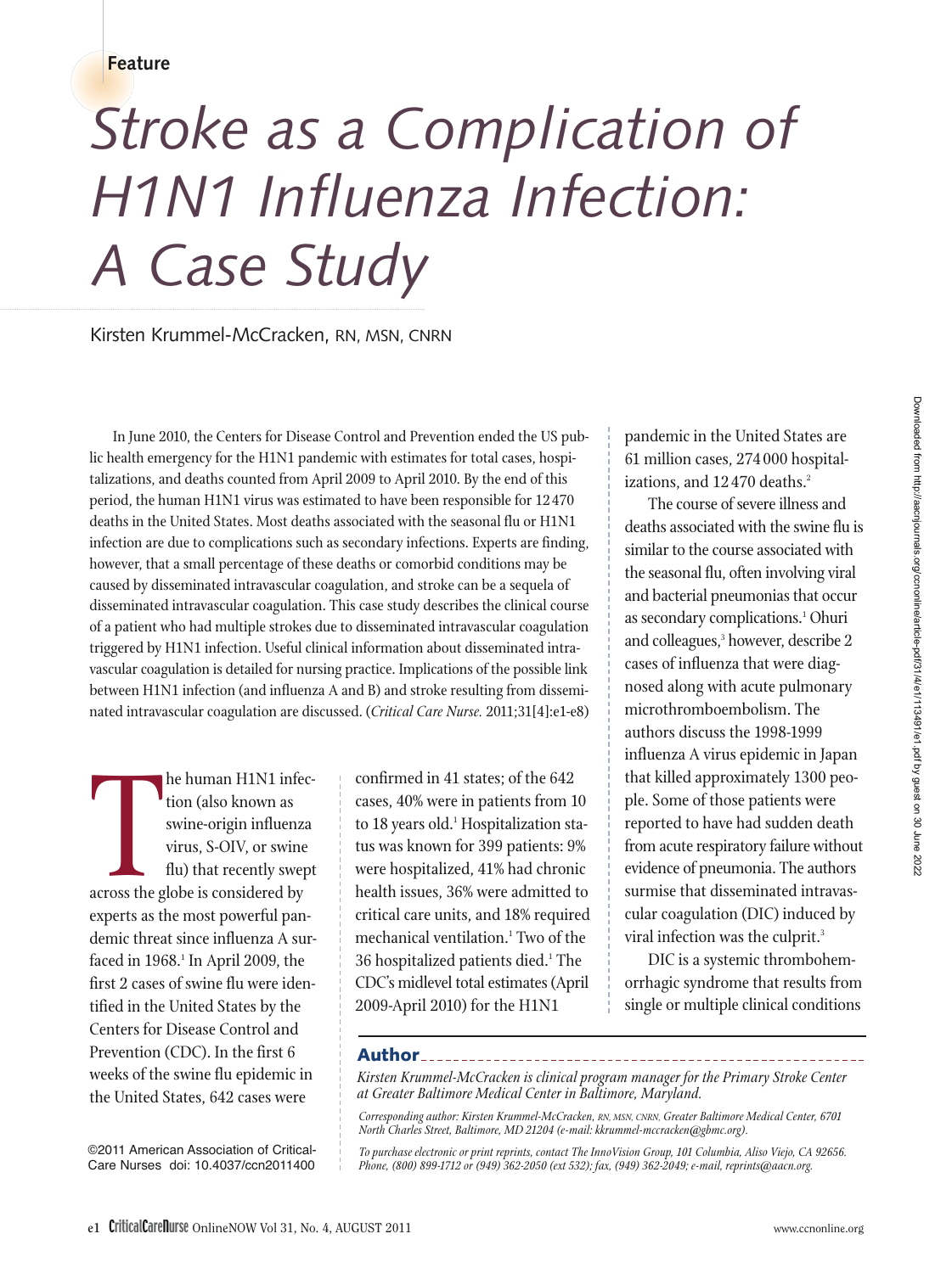Feature

# Stroke as a Complication of H1N1 Influenza Infection: A Case Study

Kirsten Krummel-McCracken, RN, MSN, CNRN

In June 2010, the Centers for Disease Control and Prevention ended the US public health emergency for the H1N1 pandemic with estimates for total cases, hospitalizations, and deaths counted from April 2009 to April 2010. By the end of this period, the human H1N1 virus was estimated to have been responsible for 12 470 deaths in the United States. Most deaths associated with the seasonal flu or H1N1 infection are due to complications such as secondary infections. Experts are finding, however, that a small percentage of these deaths or comorbid conditions may be caused by disseminated intravascular coagulation, and stroke can be a sequela of disseminated intravascular coagulation. This case study describes the clinical course of a patient who had multiple strokes due to disseminated intravascular coagulation triggered by H1N1 infection. Useful clinical information about disseminated intravascular coagulation is detailed for nursing practice. Implications of the possible link between H1N1 infection (and influenza A and B) and stroke resulting from disseminated intravascular coagulation are discussed. (*Critical Care Nurse.* 2011;31[4]:e1-e8)

The human H1N1 infection (also known as swine-origin influenza virus, S-OIV, or swine flu) that recently swept across the globe is considered by experts as the most powerful pandemic threat since influenza A surfaced in 1968.[1] In April 2009, the first 2 cases of swine flu were identified in the United States by the Centers for Disease Control and Prevention (CDC). In the first 6 weeks of the swine flu epidemic in the United States, 642 cases were confirmed in 41 states; of the 642 cases, 40% were in patients from 10 to 18 years old.[1] Hospitalization status was known for 399 patients: 9% were hospitalized, 41% had chronic health issues, 36% were admitted to critical care units, and 18% required mechanical ventilation.[1] Two of the 36 hospitalized patients died.[1] The CDC's midlevel total estimates (April 2009-April 2010) for the H1N1 pandemic in the United States are 61 million cases, 274 000 hospitalizations, and 12 470 deaths.[2]

The course of severe illness and deaths associated with the swine flu is similar to the course associated with the seasonal flu, often involving viral and bacterial pneumonias that occur as secondary complications.[1] Ohuri and colleagues,[3] however, describe 2 cases of influenza that were diagnosed along with acute pulmonary microthromboembolism. The authors discuss the 1998-1999 influenza A virus epidemic in Japan that killed approximately 1300 people. Some of those patients were reported to have had sudden death from acute respiratory failure without evidence of pneumonia. The authors surmise that disseminated intravascular coagulation (DIC) induced by viral infection was the culprit.[3]

DIC is a systemic thrombohemorrhagic syndrome that results from single or multiple clinical conditions

## Author

*Kirsten Krummel-McCracken is clinical program manager for the Primary Stroke Center at Greater Baltimore Medical Center in Baltimore, Maryland.*

*Corresponding author: Kirsten Krummel-McCracken, RN, MSN, CNRN, Greater Baltimore Medical Center, 6701 North Charles Street, Baltimore, MD 21204 (e-mail: kkrummel-mccracken@gbmc.org).*

*To purchase electronic or print reprints, contact The InnoVision Group, 101 Columbia, Aliso Viejo, CA 92656. Phone, (800) 899-1712 or (949) 362-2050 (ext 532); fax, (949) 362-2049; e-mail, reprints@aacn.org.*

©2011 American Association of Critical-Care Nurses doi: 10.4037/ccn2011400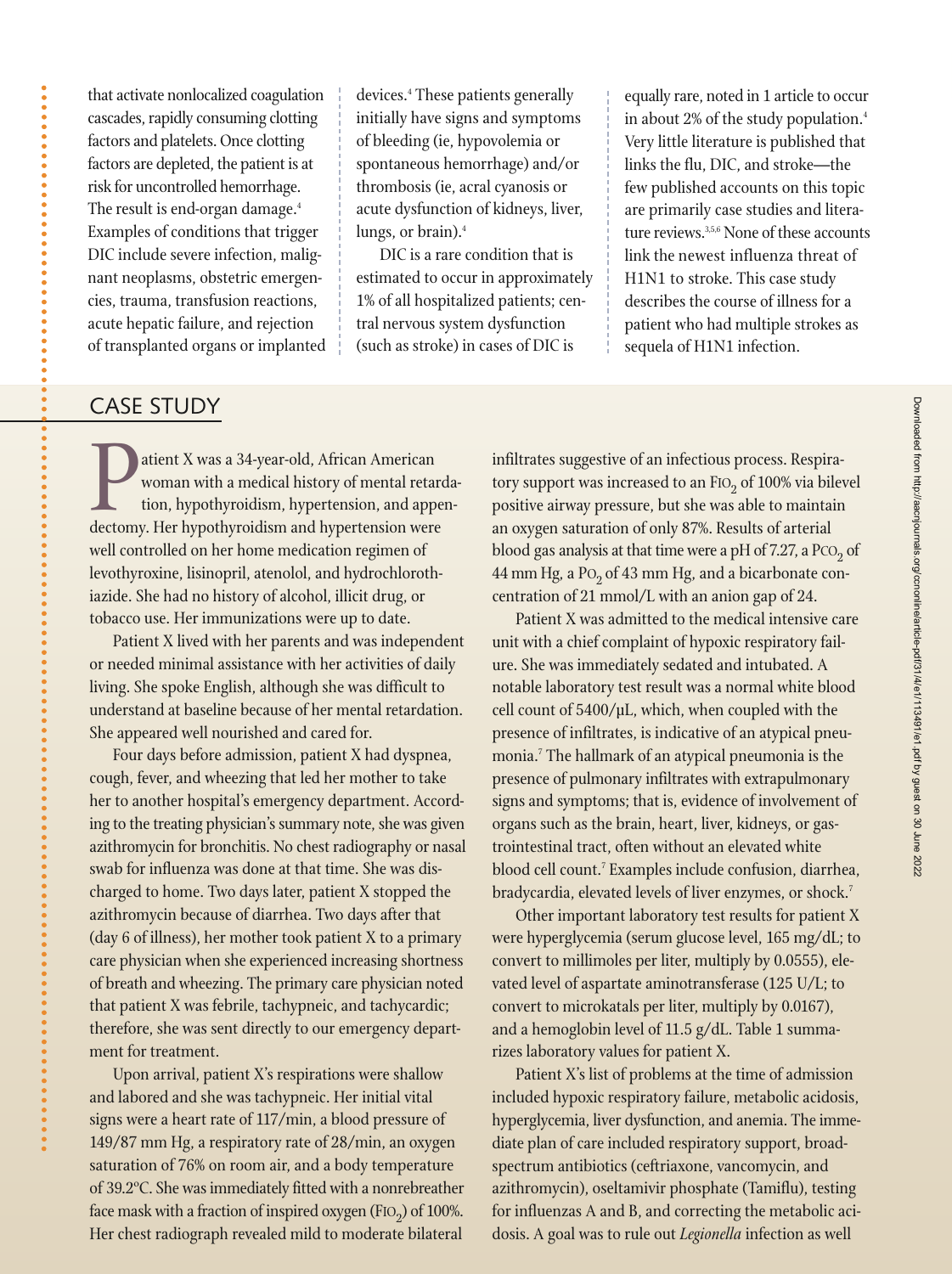that activate nonlocalized coagulation cascades, rapidly consuming clotting factors and platelets. Once clotting factors are depleted, the patient is at risk for uncontrolled hemorrhage. The result is end-organ damage.[4] Examples of conditions that trigger DIC include severe infection, malignant neoplasms, obstetric emergencies, trauma, transfusion reactions, acute hepatic failure, and rejection of transplanted organs or implanted devices.[4] These patients generally initially have signs and symptoms of bleeding (ie, hypovolemia or spontaneous hemorrhage) and/or thrombosis (ie, acral cyanosis or acute dysfunction of kidneys, liver, lungs, or brain).[4]

DIC is a rare condition that is estimated to occur in approximately 1% of all hospitalized patients; central nervous system dysfunction (such as stroke) in cases of DIC is equally rare, noted in 1 article to occur in about 2% of the study population.[4] Very little literature is published that links the flu, DIC, and stroke—the few published accounts on this topic are primarily case studies and literature reviews.[3,5,6] None of these accounts link the newest influenza threat of H1N1 to stroke. This case study describes the course of illness for a patient who had multiple strokes as sequela of H1N1 infection.

## CASE STUDY

Patient X was a 34-year-old, African American woman with a medical history of mental retardation, hypothyroidism, hypertension, and appendectomy. Her hypothyroidism and hypertension were well controlled on her home medication regimen of levothyroxine, lisinopril, atenolol, and hydrochlorothiazide. She had no history of alcohol, illicit drug, or tobacco use. Her immunizations were up to date.

Patient X lived with her parents and was independent or needed minimal assistance with her activities of daily living. She spoke English, although she was difficult to understand at baseline because of her mental retardation. She appeared well nourished and cared for.

Four days before admission, patient X had dyspnea, cough, fever, and wheezing that led her mother to take her to another hospital's emergency department. According to the treating physician's summary note, she was given azithromycin for bronchitis. No chest radiography or nasal swab for influenza was done at that time. She was discharged to home. Two days later, patient X stopped the azithromycin because of diarrhea. Two days after that (day 6 of illness), her mother took patient X to a primary care physician when she experienced increasing shortness of breath and wheezing. The primary care physician noted that patient X was febrile, tachypneic, and tachycardic; therefore, she was sent directly to our emergency department for treatment.

Upon arrival, patient X's respirations were shallow and labored and she was tachypneic. Her initial vital signs were a heart rate of 117/min, a blood pressure of 149/87 mm Hg, a respiratory rate of 28/min, an oxygen saturation of 76% on room air, and a body temperature of 39.2°C. She was immediately fitted with a nonrebreather face mask with a fraction of inspired oxygen ($FIO_2$) of 100%. Her chest radiograph revealed mild to moderate bilateral infiltrates suggestive of an infectious process. Respiratory support was increased to an $FIO_2$ of 100% via bilevel positive airway pressure, but she was able to maintain an oxygen saturation of only 87%. Results of arterial blood gas analysis at that time were a pH of 7.27, a $PCO_2$ of 44 mm Hg, a $PO_2$ of 43 mm Hg, and a bicarbonate concentration of 21 mmol/L with an anion gap of 24.

Patient X was admitted to the medical intensive care unit with a chief complaint of hypoxic respiratory failure. She was immediately sedated and intubated. A notable laboratory test result was a normal white blood cell count of 5400/µL, which, when coupled with the presence of infiltrates, is indicative of an atypical pneumonia.[7] The hallmark of an atypical pneumonia is the presence of pulmonary infiltrates with extrapulmonary signs and symptoms; that is, evidence of involvement of organs such as the brain, heart, liver, kidneys, or gastrointestinal tract, often without an elevated white blood cell count.[7] Examples include confusion, diarrhea, bradycardia, elevated levels of liver enzymes, or shock.[7]

Other important laboratory test results for patient X were hyperglycemia (serum glucose level, 165 mg/dL; to convert to millimoles per liter, multiply by 0.0555), elevated level of aspartate aminotransferase (125 U/L; to convert to microkatals per liter, multiply by 0.0167), and a hemoglobin level of 11.5 g/dL. Table 1 summarizes laboratory values for patient X.

Patient X's list of problems at the time of admission included hypoxic respiratory failure, metabolic acidosis, hyperglycemia, liver dysfunction, and anemia. The immediate plan of care included respiratory support, broad-spectrum antibiotics (ceftriaxone, vancomycin, and azithromycin), oseltamivir phosphate (Tamiflu), testing for influenzas A and B, and correcting the metabolic acidosis. A goal was to rule out *Legionella* infection as well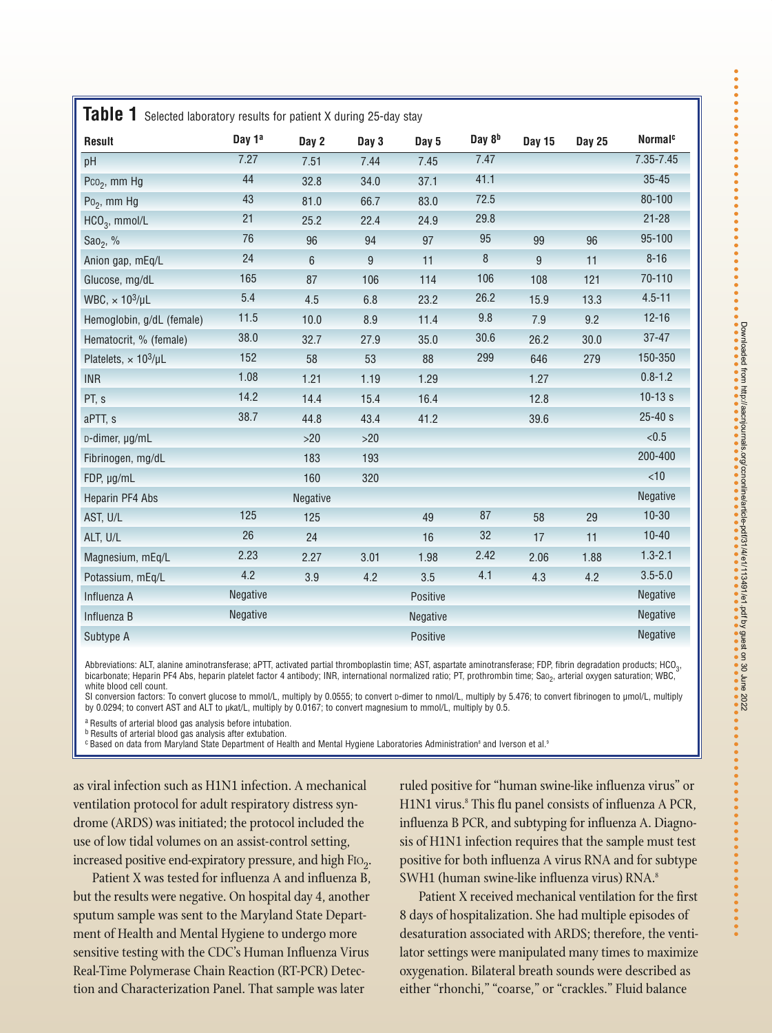**Table 1** Selected laboratory results for patient X during 25-day stay

| Result | Day 1[a] | Day 2 | Day 3 | Day 5 | Day 8[b] | Day 15 | Day 25 | Normal[c] |
|---|---|---|---|---|---|---|---|---|
| pH | 7.27 | 7.51 | 7.44 | 7.45 | 7.47 | | | 7.35-7.45 |
| $PCO_2$, mm Hg | 44 | 32.8 | 34.0 | 37.1 | 41.1 | | | 35-45 |
| $PO_2$, mm Hg | 43 | 81.0 | 66.7 | 83.0 | 72.5 | | | 80-100 |
| $HCO_3$, mmol/L | 21 | 25.2 | 22.4 | 24.9 | 29.8 | | | 21-28 |
| $SaO_2$, % | 76 | 96 | 94 | 97 | 95 | 99 | 96 | 95-100 |
| Anion gap, mEq/L | 24 | 6 | 9 | 11 | 8 | 9 | 11 | 8-16 |
| Glucose, mg/dL | 165 | 87 | 106 | 114 | 106 | 108 | 121 | 70-110 |
| WBC, $\times 10^3$/μL | 5.4 | 4.5 | 6.8 | 23.2 | 26.2 | 15.9 | 13.3 | 4.5-11 |
| Hemoglobin, g/dL (female) | 11.5 | 10.0 | 8.9 | 11.4 | 9.8 | 7.9 | 9.2 | 12-16 |
| Hematocrit, % (female) | 38.0 | 32.7 | 27.9 | 35.0 | 30.6 | 26.2 | 30.0 | 37-47 |
| Platelets, $\times 10^3$/μL | 152 | 58 | 53 | 88 | 299 | 646 | 279 | 150-350 |
| INR | 1.08 | 1.21 | 1.19 | 1.29 | | 1.27 | | 0.8-1.2 |
| PT, s | 14.2 | 14.4 | 15.4 | 16.4 | | 12.8 | | 10-13 s |
| aPTT, s | 38.7 | 44.8 | 43.4 | 41.2 | | 39.6 | | 25-40 s |
| D-dimer, μg/mL | | >20 | >20 | | | | | <0.5 |
| Fibrinogen, mg/dL | | 183 | 193 | | | | | 200-400 |
| FDP, μg/mL | | 160 | 320 | | | | | <10 |
| Heparin PF4 Abs | | Negative | | | | | | Negative |
| AST, U/L | 125 | 125 | | 49 | 87 | 58 | 29 | 10-30 |
| ALT, U/L | 26 | 24 | | 16 | 32 | 17 | 11 | 10-40 |
| Magnesium, mEq/L | 2.23 | 2.27 | 3.01 | 1.98 | 2.42 | 2.06 | 1.88 | 1.3-2.1 |
| Potassium, mEq/L | 4.2 | 3.9 | 4.2 | 3.5 | 4.1 | 4.3 | 4.2 | 3.5-5.0 |
| Influenza A | Negative | | | Positive | | | | Negative |
| Influenza B | Negative | | | Negative | | | | Negative |
| Subtype A | | | | Positive | | | | Negative |

Abbreviations: ALT, alanine aminotransferase; aPTT, activated partial thromboplastin time; AST, aspartate aminotransferase; FDP, fibrin degradation products; $HCO_3$, bicarbonate; Heparin PF4 Abs, heparin platelet factor 4 antibody; INR, international normalized ratio; PT, prothrombin time; $SaO_2$, arterial oxygen saturation; WBC, white blood cell count.
SI conversion factors: To convert glucose to mmol/L, multiply by 0.0555; to convert D-dimer to nmol/L, multiply by 5.476; to convert fibrinogen to μmol/L, multiply by 0.0294; to convert AST and ALT to μkat/L, multiply by 0.0167; to convert magnesium to mmol/L, multiply by 0.5.

[a] Results of arterial blood gas analysis before intubation.
[b] Results of arterial blood gas analysis after extubation.
[c] Based on data from Maryland State Department of Health and Mental Hygiene Laboratories Administration[8] and Iverson et al.[9]

as viral infection such as H1N1 infection. A mechanical ventilation protocol for adult respiratory distress syndrome (ARDS) was initiated; the protocol included the use of low tidal volumes on an assist-control setting, increased positive end-expiratory pressure, and high $FIO_2$.

Patient X was tested for influenza A and influenza B, but the results were negative. On hospital day 4, another sputum sample was sent to the Maryland State Department of Health and Mental Hygiene to undergo more sensitive testing with the CDC's Human Influenza Virus Real-Time Polymerase Chain Reaction (RT-PCR) Detection and Characterization Panel. That sample was later ruled positive for "human swine-like influenza virus" or H1N1 virus.[8] This flu panel consists of influenza A PCR, influenza B PCR, and subtyping for influenza A. Diagnosis of H1N1 infection requires that the sample must test positive for both influenza A virus RNA and for subtype SWH1 (human swine-like influenza virus) RNA.[8]

Patient X received mechanical ventilation for the first 8 days of hospitalization. She had multiple episodes of desaturation associated with ARDS; therefore, the ventilator settings were manipulated many times to maximize oxygenation. Bilateral breath sounds were described as either "rhonchi," "coarse," or "crackles." Fluid balance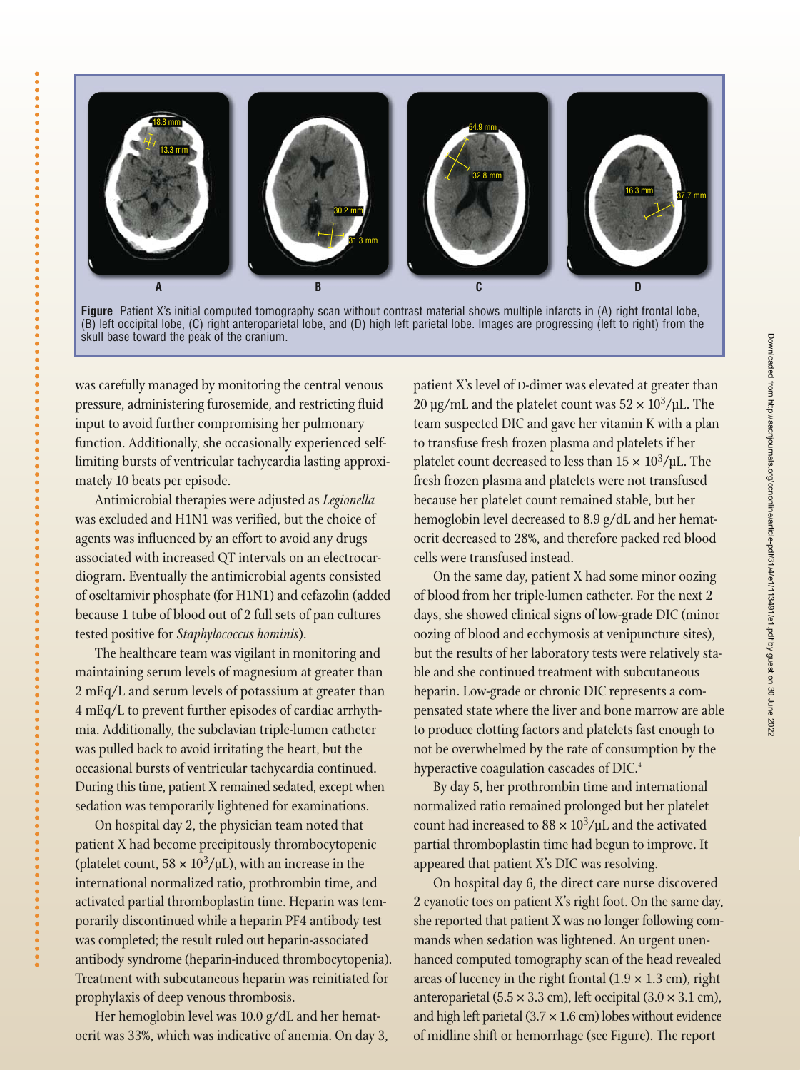**Figure** Patient X's initial computed tomography scan without contrast material shows multiple infarcts in (A) right frontal lobe, (B) left occipital lobe, (C) right anteroparietal lobe, and (D) high left parietal lobe. Images are progressing (left to right) from the skull base toward the peak of the cranium.

was carefully managed by monitoring the central venous pressure, administering furosemide, and restricting fluid input to avoid further compromising her pulmonary function. Additionally, she occasionally experienced self-limiting bursts of ventricular tachycardia lasting approximately 10 beats per episode.

Antimicrobial therapies were adjusted as *Legionella* was excluded and H1N1 was verified, but the choice of agents was influenced by an effort to avoid any drugs associated with increased QT intervals on an electrocardiogram. Eventually the antimicrobial agents consisted of oseltamivir phosphate (for H1N1) and cefazolin (added because 1 tube of blood out of 2 full sets of pan cultures tested positive for *Staphylococcus hominis*).

The healthcare team was vigilant in monitoring and maintaining serum levels of magnesium at greater than 2 mEq/L and serum levels of potassium at greater than 4 mEq/L to prevent further episodes of cardiac arrhythmia. Additionally, the subclavian triple-lumen catheter was pulled back to avoid irritating the heart, but the occasional bursts of ventricular tachycardia continued. During this time, patient X remained sedated, except when sedation was temporarily lightened for examinations.

On hospital day 2, the physician team noted that patient X had become precipitously thrombocytopenic (platelet count, $58 \times 10^3/\mu L$), with an increase in the international normalized ratio, prothrombin time, and activated partial thromboplastin time. Heparin was temporarily discontinued while a heparin PF4 antibody test was completed; the result ruled out heparin-associated antibody syndrome (heparin-induced thrombocytopenia). Treatment with subcutaneous heparin was reinitiated for prophylaxis of deep venous thrombosis.

Her hemoglobin level was 10.0 g/dL and her hematocrit was 33%, which was indicative of anemia. On day 3, patient X's level of D-dimer was elevated at greater than 20 μg/mL and the platelet count was $52 \times 10^3/\mu L$. The team suspected DIC and gave her vitamin K with a plan to transfuse fresh frozen plasma and platelets if her platelet count decreased to less than $15 \times 10^3/\mu L$. The fresh frozen plasma and platelets were not transfused because her platelet count remained stable, but her hemoglobin level decreased to 8.9 g/dL and her hematocrit decreased to 28%, and therefore packed red blood cells were transfused instead.

On the same day, patient X had some minor oozing of blood from her triple-lumen catheter. For the next 2 days, she showed clinical signs of low-grade DIC (minor oozing of blood and ecchymosis at venipuncture sites), but the results of her laboratory tests were relatively stable and she continued treatment with subcutaneous heparin. Low-grade or chronic DIC represents a compensated state where the liver and bone marrow are able to produce clotting factors and platelets fast enough to not be overwhelmed by the rate of consumption by the hyperactive coagulation cascades of DIC.[4]

By day 5, her prothrombin time and international normalized ratio remained prolonged but her platelet count had increased to $88 \times 10^3/\mu L$ and the activated partial thromboplastin time had begun to improve. It appeared that patient X's DIC was resolving.

On hospital day 6, the direct care nurse discovered 2 cyanotic toes on patient X's right foot. On the same day, she reported that patient X was no longer following commands when sedation was lightened. An urgent unenhanced computed tomography scan of the head revealed areas of lucency in the right frontal (1.9 × 1.3 cm), right anteroparietal (5.5 × 3.3 cm), left occipital (3.0 × 3.1 cm), and high left parietal (3.7 × 1.6 cm) lobes without evidence of midline shift or hemorrhage (see Figure). The report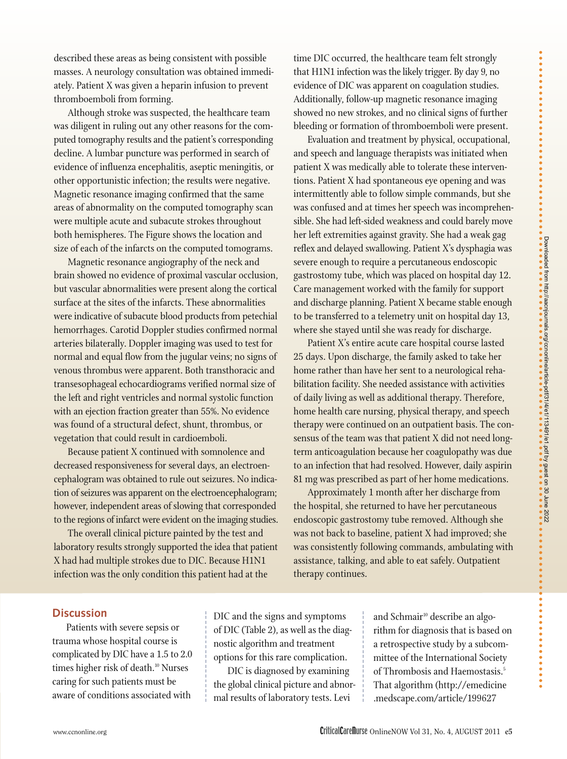described these areas as being consistent with possible masses. A neurology consultation was obtained immediately. Patient X was given a heparin infusion to prevent thromboemboli from forming.

Although stroke was suspected, the healthcare team was diligent in ruling out any other reasons for the computed tomography results and the patient's corresponding decline. A lumbar puncture was performed in search of evidence of influenza encephalitis, aseptic meningitis, or other opportunistic infection; the results were negative. Magnetic resonance imaging confirmed that the same areas of abnormality on the computed tomography scan were multiple acute and subacute strokes throughout both hemispheres. The Figure shows the location and size of each of the infarcts on the computed tomograms.

Magnetic resonance angiography of the neck and brain showed no evidence of proximal vascular occlusion, but vascular abnormalities were present along the cortical surface at the sites of the infarcts. These abnormalities were indicative of subacute blood products from petechial hemorrhages. Carotid Doppler studies confirmed normal arteries bilaterally. Doppler imaging was used to test for normal and equal flow from the jugular veins; no signs of venous thrombus were apparent. Both transthoracic and transesophageal echocardiograms verified normal size of the left and right ventricles and normal systolic function with an ejection fraction greater than 55%. No evidence was found of a structural defect, shunt, thrombus, or vegetation that could result in cardioemboli.

Because patient X continued with somnolence and decreased responsiveness for several days, an electroencephalogram was obtained to rule out seizures. No indication of seizures was apparent on the electroencephalogram; however, independent areas of slowing that corresponded to the regions of infarct were evident on the imaging studies.

The overall clinical picture painted by the test and laboratory results strongly supported the idea that patient X had had multiple strokes due to DIC. Because H1N1 infection was the only condition this patient had at the time DIC occurred, the healthcare team felt strongly that H1N1 infection was the likely trigger. By day 9, no evidence of DIC was apparent on coagulation studies. Additionally, follow-up magnetic resonance imaging showed no new strokes, and no clinical signs of further bleeding or formation of thromboemboli were present.

Evaluation and treatment by physical, occupational, and speech and language therapists was initiated when patient X was medically able to tolerate these interventions. Patient X had spontaneous eye opening and was intermittently able to follow simple commands, but she was confused and at times her speech was incomprehensible. She had left-sided weakness and could barely move her left extremities against gravity. She had a weak gag reflex and delayed swallowing. Patient X's dysphagia was severe enough to require a percutaneous endoscopic gastrostomy tube, which was placed on hospital day 12. Care management worked with the family for support and discharge planning. Patient X became stable enough to be transferred to a telemetry unit on hospital day 13, where she stayed until she was ready for discharge.

Patient X's entire acute care hospital course lasted 25 days. Upon discharge, the family asked to take her home rather than have her sent to a neurological rehabilitation facility. She needed assistance with activities of daily living as well as additional therapy. Therefore, home health care nursing, physical therapy, and speech therapy were continued on an outpatient basis. The consensus of the team was that patient X did not need long-term anticoagulation because her coagulopathy was due to an infection that had resolved. However, daily aspirin 81 mg was prescribed as part of her home medications.

Approximately 1 month after her discharge from the hospital, she returned to have her percutaneous endoscopic gastrostomy tube removed. Although she was not back to baseline, patient X had improved; she was consistently following commands, ambulating with assistance, talking, and able to eat safely. Outpatient therapy continues.

## Discussion

Patients with severe sepsis or trauma whose hospital course is complicated by DIC have a 1.5 to 2.0 times higher risk of death.[10] Nurses caring for such patients must be aware of conditions associated with DIC and the signs and symptoms of DIC (Table 2), as well as the diagnostic algorithm and treatment options for this rare complication.

DIC is diagnosed by examining the global clinical picture and abnormal results of laboratory tests. Levi and Schmair[10] describe an algorithm for diagnosis that is based on a retrospective study by a subcommittee of the International Society of Thrombosis and Haemostasis.[5] That algorithm (http://emedicine.medscape.com/article/199627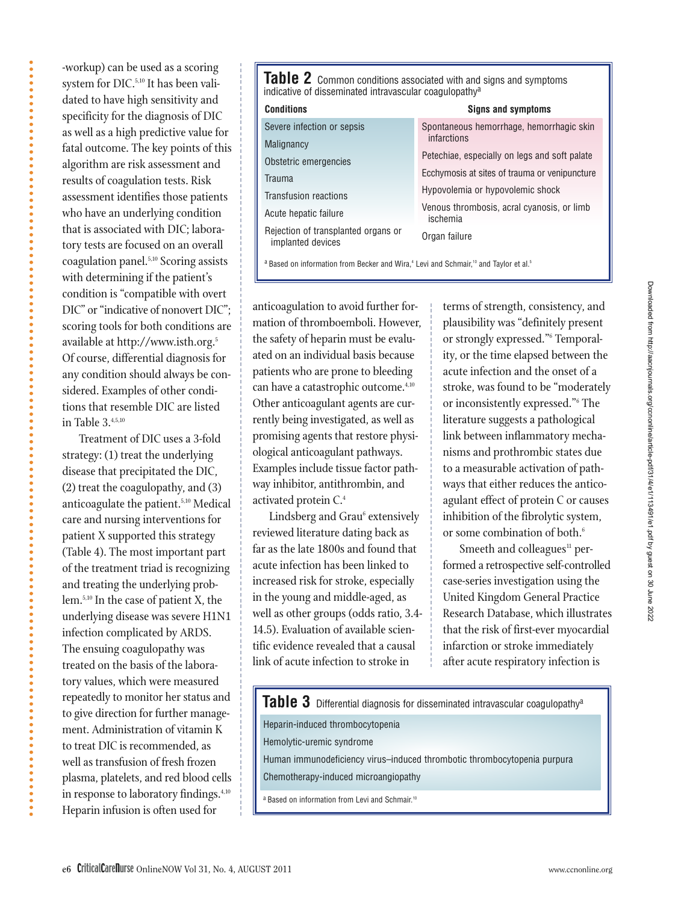-workup) can be used as a scoring system for DIC.[5,10] It has been validated to have high sensitivity and specificity for the diagnosis of DIC as well as a high predictive value for fatal outcome. The key points of this algorithm are risk assessment and results of coagulation tests. Risk assessment identifies those patients who have an underlying condition that is associated with DIC; laboratory tests are focused on an overall coagulation panel.[5,10] Scoring assists with determining if the patient's condition is "compatible with overt DIC" or "indicative of nonovert DIC"; scoring tools for both conditions are available at http://www.isth.org.[5] Of course, differential diagnosis for any condition should always be considered. Examples of other conditions that resemble DIC are listed in Table 3.[4,5,10]

Treatment of DIC uses a 3-fold strategy: (1) treat the underlying disease that precipitated the DIC, (2) treat the coagulopathy, and (3) anticoagulate the patient.[5,10] Medical care and nursing interventions for patient X supported this strategy (Table 4). The most important part of the treatment triad is recognizing and treating the underlying problem.[5,10] In the case of patient X, the underlying disease was severe H1N1 infection complicated by ARDS. The ensuing coagulopathy was treated on the basis of the laboratory values, which were measured repeatedly to monitor her status and to give direction for further management. Administration of vitamin K to treat DIC is recommended, as well as transfusion of fresh frozen plasma, platelets, and red blood cells in response to laboratory findings.[4,10] Heparin infusion is often used for anticoagulation to avoid further formation of thromboemboli. However, the safety of heparin must be evaluated on an individual basis because patients who are prone to bleeding can have a catastrophic outcome.[4,10] Other anticoagulant agents are currently being investigated, as well as promising agents that restore physiological anticoagulant pathways. Examples include tissue factor pathway inhibitor, antithrombin, and activated protein C.[4]

Lindsberg and Grau[6] extensively reviewed literature dating back as far as the late 1800s and found that acute infection has been linked to increased risk for stroke, especially in the young and middle-aged, as well as other groups (odds ratio, 3.4-14.5). Evaluation of available scientific evidence revealed that a causal link of acute infection to stroke in terms of strength, consistency, and plausibility was "definitely present or strongly expressed."[6] Temporality, or the time elapsed between the acute infection and the onset of a stroke, was found to be "moderately or inconsistently expressed."[6] The literature suggests a pathological link between inflammatory mechanisms and prothrombic states due to a measurable activation of pathways that either reduces the anticoagulant effect of protein C or causes inhibition of the fibrolytic system, or some combination of both.[6]

Smeeth and colleagues[11] performed a retrospective self-controlled case-series investigation using the United Kingdom General Practice Research Database, which illustrates that the risk of first-ever myocardial infarction or stroke immediately after acute respiratory infection is

**Table 2** Common conditions associated with and signs and symptoms indicative of disseminated intravascular coagulopathy[a]

| Conditions | Signs and symptoms |
|---|---|
| Severe infection or sepsis | Spontaneous hemorrhage, hemorrhagic skin infarctions |
| Malignancy | Petechiae, especially on legs and soft palate |
| Obstetric emergencies | Ecchymosis at sites of trauma or venipuncture |
| Trauma | Hypovolemia or hypovolemic shock |
| Transfusion reactions | Venous thrombosis, acral cyanosis, or limb ischemia |
| Acute hepatic failure | Organ failure |
| Rejection of transplanted organs or implanted devices | |

[a] Based on information from Becker and Wira,[4] Levi and Schmair,[10] and Taylor et al.[5]

**Table 3** Differential diagnosis for disseminated intravascular coagulopathy[a]

| |
|---|
| Heparin-induced thrombocytopenia |
| Hemolytic-uremic syndrome |
| Human immunodeficiency virus–induced thrombotic thrombocytopenia purpura |
| Chemotherapy-induced microangiopathy |

[a] Based on information from Levi and Schmair.[10]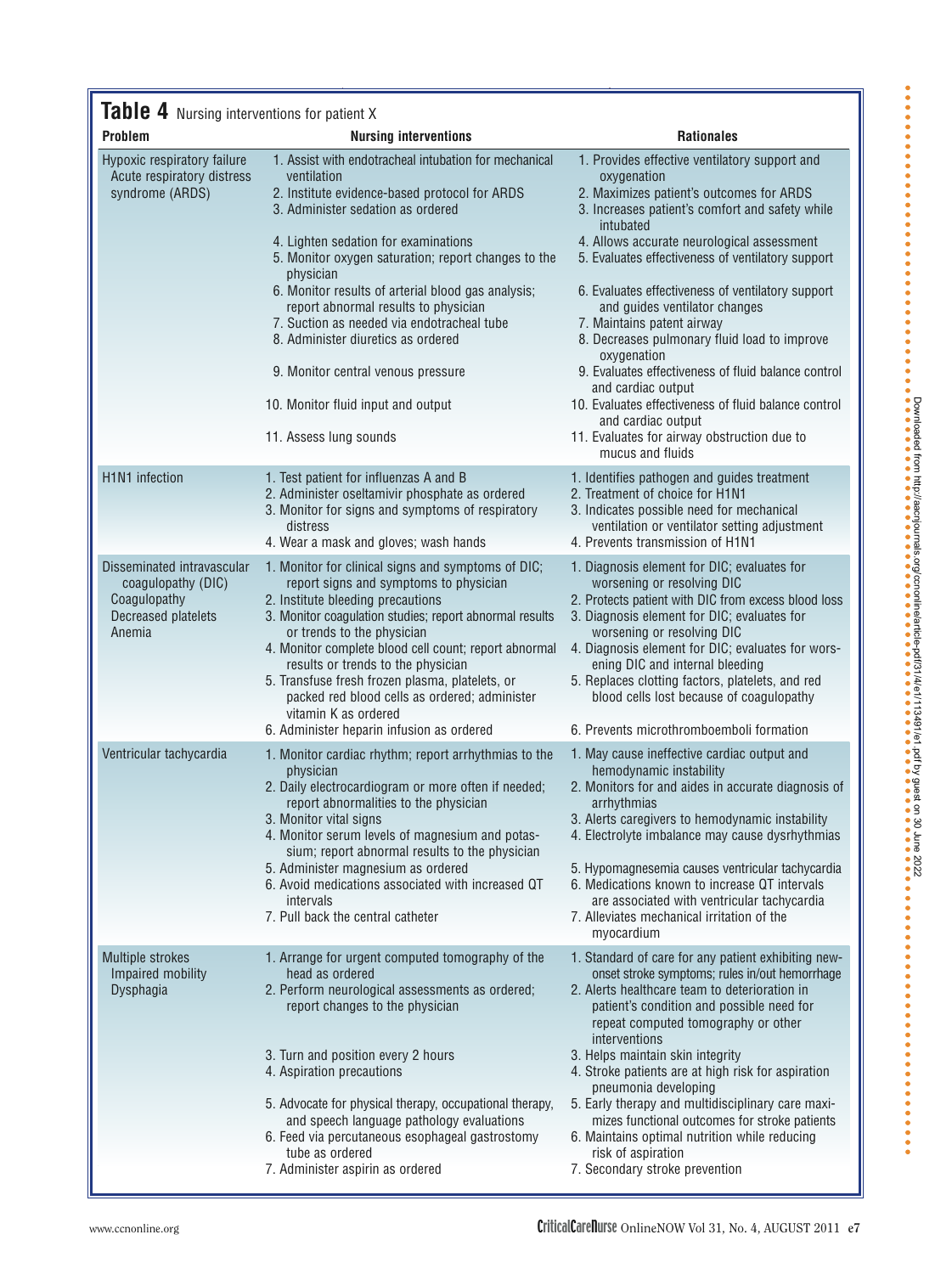**Table 4** Nursing interventions for patient X

| Problem | Nursing interventions | Rationales |
| --- | --- | --- |
| Hypoxic respiratory failure<br>Acute respiratory distress syndrome (ARDS) | 1. Assist with endotracheal intubation for mechanical ventilation<br>2. Institute evidence-based protocol for ARDS<br>3. Administer sedation as ordered<br>4. Lighten sedation for examinations<br>5. Monitor oxygen saturation; report changes to the physician<br>6. Monitor results of arterial blood gas analysis; report abnormal results to physician<br>7. Suction as needed via endotracheal tube<br>8. Administer diuretics as ordered<br>9. Monitor central venous pressure<br>10. Monitor fluid input and output<br>11. Assess lung sounds | 1. Provides effective ventilatory support and oxygenation<br>2. Maximizes patient's outcomes for ARDS<br>3. Increases patient's comfort and safety while intubated<br>4. Allows accurate neurological assessment<br>5. Evaluates effectiveness of ventilatory support<br>6. Evaluates effectiveness of ventilatory support and guides ventilator changes<br>7. Maintains patent airway<br>8. Decreases pulmonary fluid load to improve oxygenation<br>9. Evaluates effectiveness of fluid balance control and cardiac output<br>10. Evaluates effectiveness of fluid balance control and cardiac output<br>11. Evaluates for airway obstruction due to mucus and fluids |
| H1N1 infection | 1. Test patient for influenzas A and B<br>2. Administer oseltamivir phosphate as ordered<br>3. Monitor for signs and symptoms of respiratory distress<br>4. Wear a mask and gloves; wash hands | 1. Identifies pathogen and guides treatment<br>2. Treatment of choice for H1N1<br>3. Indicates possible need for mechanical ventilation or ventilator setting adjustment<br>4. Prevents transmission of H1N1 |
| Disseminated intravascular coagulopathy (DIC)<br>Coagulopathy<br>Decreased platelets<br>Anemia | 1. Monitor for clinical signs and symptoms of DIC; report signs and symptoms to physician<br>2. Institute bleeding precautions<br>3. Monitor coagulation studies; report abnormal results or trends to the physician<br>4. Monitor complete blood cell count; report abnormal results or trends to the physician<br>5. Transfuse fresh frozen plasma, platelets, or packed red blood cells as ordered; administer vitamin K as ordered<br>6. Administer heparin infusion as ordered | 1. Diagnosis element for DIC; evaluates for worsening or resolving DIC<br>2. Protects patient with DIC from excess blood loss<br>3. Diagnosis element for DIC; evaluates for worsening or resolving DIC<br>4. Diagnosis element for DIC; evaluates for worsening DIC and internal bleeding<br>5. Replaces clotting factors, platelets, and red blood cells lost because of coagulopathy<br>6. Prevents microthromboemboli formation |
| Ventricular tachycardia | 1. Monitor cardiac rhythm; report arrhythmias to the physician<br>2. Daily electrocardiogram or more often if needed; report abnormalities to the physician<br>3. Monitor vital signs<br>4. Monitor serum levels of magnesium and potassium; report abnormal results to the physician<br>5. Administer magnesium as ordered<br>6. Avoid medications associated with increased QT intervals<br>7. Pull back the central catheter | 1. May cause ineffective cardiac output and hemodynamic instability<br>2. Monitors for and aides in accurate diagnosis of arrhythmias<br>3. Alerts caregivers to hemodynamic instability<br>4. Electrolyte imbalance may cause dysrhythmias<br>5. Hypomagnesemia causes ventricular tachycardia<br>6. Medications known to increase QT intervals are associated with ventricular tachycardia<br>7. Alleviates mechanical irritation of the myocardium |
| Multiple strokes<br>Impaired mobility<br>Dysphagia | 1. Arrange for urgent computed tomography of the head as ordered<br>2. Perform neurological assessments as ordered; report changes to the physician<br>3. Turn and position every 2 hours<br>4. Aspiration precautions<br>5. Advocate for physical therapy, occupational therapy, and speech language pathology evaluations<br>6. Feed via percutaneous esophageal gastrostomy tube as ordered<br>7. Administer aspirin as ordered | 1. Standard of care for any patient exhibiting new-onset stroke symptoms; rules in/out hemorrhage<br>2. Alerts healthcare team to deterioration in patient's condition and possible need for repeat computed tomography or other interventions<br>3. Helps maintain skin integrity<br>4. Stroke patients are at high risk for aspiration pneumonia developing<br>5. Early therapy and multidisciplinary care maximizes functional outcomes for stroke patients<br>6. Maintains optimal nutrition while reducing risk of aspiration<br>7. Secondary stroke prevention |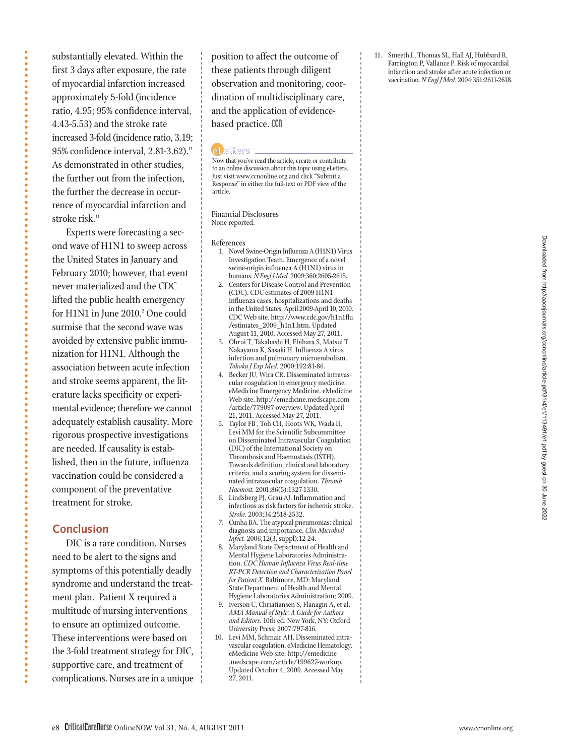substantially elevated. Within the first 3 days after exposure, the rate of myocardial infarction increased approximately 5-fold (incidence ratio, 4.95; 95% confidence interval, 4.43-5.53) and the stroke rate increased 3-fold (incidence ratio, 3.19; 95% confidence interval, 2.81-3.62).[11] As demonstrated in other studies, the further out from the infection, the further the decrease in occurrence of myocardial infarction and stroke risk.[11]

Experts were forecasting a second wave of H1N1 to sweep across the United States in January and February 2010; however, that event never materialized and the CDC lifted the public health emergency for H1N1 in June 2010.[2] One could surmise that the second wave was avoided by extensive public immunization for H1N1. Although the association between acute infection and stroke seems apparent, the literature lacks specificity or experimental evidence; therefore we cannot adequately establish causality. More rigorous prospective investigations are needed. If causality is established, then in the future, influenza vaccination could be considered a component of the preventative treatment for stroke.

## Conclusion

DIC is a rare condition. Nurses need to be alert to the signs and symptoms of this potentially deadly syndrome and understand the treatment plan. Patient X required a multitude of nursing interventions to ensure an optimized outcome. These interventions were based on the 3-fold treatment strategy for DIC, supportive care, and treatment of complications. Nurses are in a unique position to affect the outcome of these patients through diligent observation and monitoring, coordination of multidisciplinary care, and the application of evidence-based practice. CCN

**eLetters**

Now that you've read the article, create or contribute to an online discussion about this topic using eLetters. Just visit www.ccnonline.org and click "Submit a Response" in either the full-text or PDF view of the article.

Financial Disclosures
None reported.

References

1. Novel Swine-Origin Influenza A (H1N1) Virus Investigation Team. Emergence of a novel swine-origin influenza A (H1N1) virus in humans. *N Engl J Med.* 2009;360:2605-2615.
2. Centers for Disease Control and Prevention (CDC). CDC estimates of 2009 H1N1 Influenza cases, hospitalizations and deaths in the United States, April 2009-April 10, 2010. CDC Web site. http://www.cdc.gov/h1n1flu/estimates_2009_h1n1.htm. Updated August 11, 2010. Accessed May 27, 2011.
3. Ohrui T, Takahashi H, Ebihara S, Matsui T, Nakayama K, Sasaki H. Influenza A virus infection and pulmonary microembolism. *Tohoku J Exp Med.* 2000;192:81-86.
4. Becker JU, Wira CR. Disseminated intravascular coagulation in emergency medicine. eMedicine Emergency Medicine. eMedicine Web site. http://emedicine.medscape.com/article/779097-overview. Updated April 21, 2011. Accessed May 27, 2011.
5. Taylor FB , Toh CH, Hoots WK, Wada H, Levi MM for the Scientific Subcommittee on Disseminated Intravascular Coagulation (DIC) of the International Society on Thrombosis and Haemostasis (ISTH). Towards definition, clinical and laboratory criteria, and a scoring system for disseminated intravascular coagulation. *Thromb Haemost.* 2001;86(5):1327-1330.
6. Lindsberg PJ, Grau AJ. Inflammation and infections as risk factors for ischemic stroke. *Stroke.* 2003;34:2518-2532.
7. Cunha BA. The atypical pneumonias: clinical diagnosis and importance. *Clin Microbiol Infect.* 2006;12(3, suppl):12-24.
8. Maryland State Department of Health and Mental Hygiene Laboratories Administration. *CDC Human Influenza Virus Real-time RT-PCR Detection and Characterization Panel for Patient X.* Baltimore, MD: Maryland State Department of Health and Mental Hygiene Laboratories Administration; 2009.
9. Iverson C, Chriatiansen S, Flanagin A, et al. *AMA Manual of Style: A Guide for Authors and Editors.* 10th ed. New York, NY: Oxford University Press; 2007:797-816.
10. Levi MM, Schmair AH. Disseminated intravascular coagulation. eMedicine Hematology. eMedicine Web site. http://emedicine.medscape.com/article/199627-workup. Updated October 4, 2009. Accessed May 27, 2011.
11. Smeeth L, Thomas SL, Hall AJ, Hubbard R, Farrington P, Vallance P. Risk of myocardial infarction and stroke after acute infection or vaccination. *N Engl J Med.* 2004;351:2611-2618.